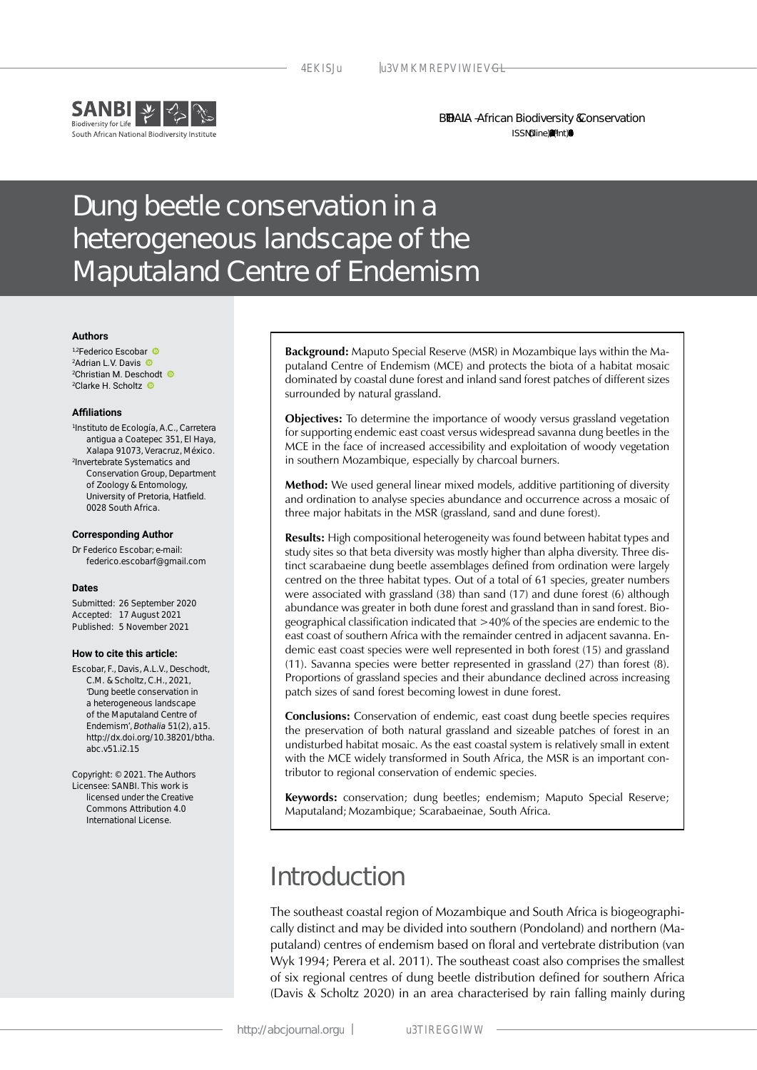# Dung beetle conservation in a heterogeneous landscape of the Maputaland Centre of Endemism

**Authors**

[1,2]Federico Escobar
[2]Adrian L.V. Davis
[2]Christian M. Deschodt
[2]Clarke H. Scholtz

**Affiliations**

[1]Instituto de Ecología, A.C., Carretera antigua a Coatepec 351, El Haya, Xalapa 91073, Veracruz, México.
[2]Invertebrate Systematics and Conservation Group, Department of Zoology & Entomology, University of Pretoria, Hatfield. 0028 South Africa.

**Corresponding Author**

Dr Federico Escobar; e-mail: federico.escobarf@gmail.com

**Dates**

Submitted: 26 September 2020
Accepted: 17 August 2021
Published: 5 November 2021

**How to cite this article:**

Escobar, F., Davis, A.L.V., Deschodt, C.M. & Scholtz, C.H., 2021, 'Dung beetle conservation in a heterogeneous landscape of the Maputaland Centre of Endemism', *Bothalia* 51(2), a15. http://dx.doi.org/10.38201/btha.abc.v51.i2.15

Copyright: © 2021. The Authors
Licensee: SANBI. This work is licensed under the Creative Commons Attribution 4.0 International License.

**Background:** Maputo Special Reserve (MSR) in Mozambique lays within the Maputaland Centre of Endemism (MCE) and protects the biota of a habitat mosaic dominated by coastal dune forest and inland sand forest patches of different sizes surrounded by natural grassland.

**Objectives:** To determine the importance of woody versus grassland vegetation for supporting endemic east coast versus widespread savanna dung beetles in the MCE in the face of increased accessibility and exploitation of woody vegetation in southern Mozambique, especially by charcoal burners.

**Method:** We used general linear mixed models, additive partitioning of diversity and ordination to analyse species abundance and occurrence across a mosaic of three major habitats in the MSR (grassland, sand and dune forest).

**Results:** High compositional heterogeneity was found between habitat types and study sites so that beta diversity was mostly higher than alpha diversity. Three distinct scarabaeine dung beetle assemblages defined from ordination were largely centred on the three habitat types. Out of a total of 61 species, greater numbers were associated with grassland (38) than sand (17) and dune forest (6) although abundance was greater in both dune forest and grassland than in sand forest. Biogeographical classification indicated that >40% of the species are endemic to the east coast of southern Africa with the remainder centred in adjacent savanna. Endemic east coast species were well represented in both forest (15) and grassland (11). Savanna species were better represented in grassland (27) than forest (8). Proportions of grassland species and their abundance declined across increasing patch sizes of sand forest becoming lowest in dune forest.

**Conclusions:** Conservation of endemic, east coast dung beetle species requires the preservation of both natural grassland and sizeable patches of forest in an undisturbed habitat mosaic. As the east coastal system is relatively small in extent with the MCE widely transformed in South Africa, the MSR is an important contributor to regional conservation of endemic species.

**Keywords:** conservation; dung beetles; endemism; Maputo Special Reserve; Maputaland; Mozambique; Scarabaeinae, South Africa.

## Introduction

The southeast coastal region of Mozambique and South Africa is biogeographically distinct and may be divided into southern (Pondoland) and northern (Maputaland) centres of endemism based on floral and vertebrate distribution (van Wyk 1994; Perera et al. 2011). The southeast coast also comprises the smallest of six regional centres of dung beetle distribution defined for southern Africa (Davis & Scholtz 2020) in an area characterised by rain falling mainly during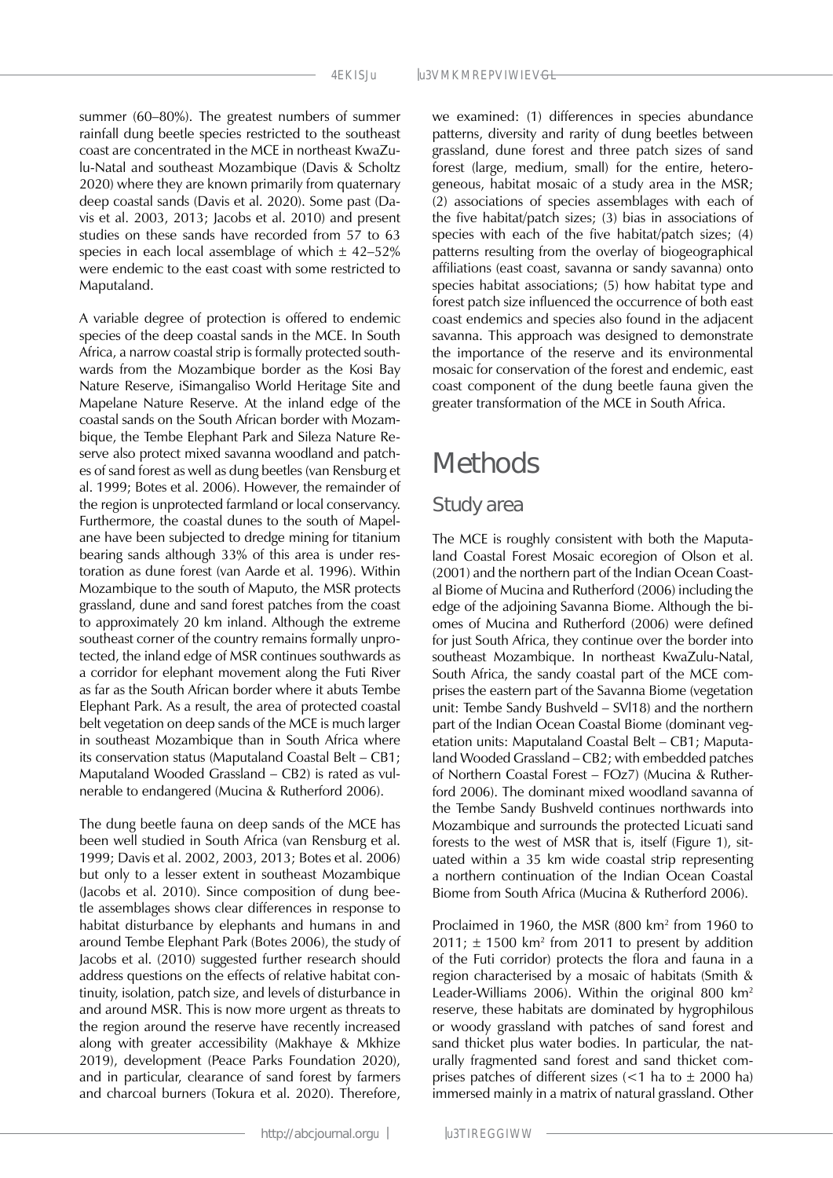summer (60–80%). The greatest numbers of summer rainfall dung beetle species restricted to the southeast coast are concentrated in the MCE in northeast KwaZulu-Natal and southeast Mozambique (Davis & Scholtz 2020) where they are known primarily from quaternary deep coastal sands (Davis et al. 2020). Some past (Davis et al. 2003, 2013; Jacobs et al. 2010) and present studies on these sands have recorded from 57 to 63 species in each local assemblage of which ± 42–52% were endemic to the east coast with some restricted to Maputaland.

A variable degree of protection is offered to endemic species of the deep coastal sands in the MCE. In South Africa, a narrow coastal strip is formally protected southwards from the Mozambique border as the Kosi Bay Nature Reserve, iSimangaliso World Heritage Site and Mapelane Nature Reserve. At the inland edge of the coastal sands on the South African border with Mozambique, the Tembe Elephant Park and Sileza Nature Reserve also protect mixed savanna woodland and patches of sand forest as well as dung beetles (van Rensburg et al. 1999; Botes et al. 2006). However, the remainder of the region is unprotected farmland or local conservancy. Furthermore, the coastal dunes to the south of Mapelane have been subjected to dredge mining for titanium bearing sands although 33% of this area is under restoration as dune forest (van Aarde et al. 1996). Within Mozambique to the south of Maputo, the MSR protects grassland, dune and sand forest patches from the coast to approximately 20 km inland. Although the extreme southeast corner of the country remains formally unprotected, the inland edge of MSR continues southwards as a corridor for elephant movement along the Futi River as far as the South African border where it abuts Tembe Elephant Park. As a result, the area of protected coastal belt vegetation on deep sands of the MCE is much larger in southeast Mozambique than in South Africa where its conservation status (Maputaland Coastal Belt – CB1; Maputaland Wooded Grassland – CB2) is rated as vulnerable to endangered (Mucina & Rutherford 2006).

The dung beetle fauna on deep sands of the MCE has been well studied in South Africa (van Rensburg et al. 1999; Davis et al. 2002, 2003, 2013; Botes et al. 2006) but only to a lesser extent in southeast Mozambique (Jacobs et al. 2010). Since composition of dung beetle assemblages shows clear differences in response to habitat disturbance by elephants and humans in and around Tembe Elephant Park (Botes 2006), the study of Jacobs et al. (2010) suggested further research should address questions on the effects of relative habitat continuity, isolation, patch size, and levels of disturbance in and around MSR. This is now more urgent as threats to the region around the reserve have recently increased along with greater accessibility (Makhaye & Mkhize 2019), development (Peace Parks Foundation 2020), and in particular, clearance of sand forest by farmers and charcoal burners (Tokura et al. 2020). Therefore, we examined: (1) differences in species abundance patterns, diversity and rarity of dung beetles between grassland, dune forest and three patch sizes of sand forest (large, medium, small) for the entire, heterogeneous, habitat mosaic of a study area in the MSR; (2) associations of species assemblages with each of the five habitat/patch sizes; (3) bias in associations of species with each of the five habitat/patch sizes; (4) patterns resulting from the overlay of biogeographical affiliations (east coast, savanna or sandy savanna) onto species habitat associations; (5) how habitat type and forest patch size influenced the occurrence of both east coast endemics and species also found in the adjacent savanna. This approach was designed to demonstrate the importance of the reserve and its environmental mosaic for conservation of the forest and endemic, east coast component of the dung beetle fauna given the greater transformation of the MCE in South Africa.

# Methods

## Study area

The MCE is roughly consistent with both the Maputaland Coastal Forest Mosaic ecoregion of Olson et al. (2001) and the northern part of the Indian Ocean Coastal Biome of Mucina and Rutherford (2006) including the edge of the adjoining Savanna Biome. Although the biomes of Mucina and Rutherford (2006) were defined for just South Africa, they continue over the border into southeast Mozambique. In northeast KwaZulu-Natal, South Africa, the sandy coastal part of the MCE comprises the eastern part of the Savanna Biome (vegetation unit: Tembe Sandy Bushveld – SVl18) and the northern part of the Indian Ocean Coastal Biome (dominant vegetation units: Maputaland Coastal Belt – CB1; Maputaland Wooded Grassland – CB2; with embedded patches of Northern Coastal Forest – FOz7) (Mucina & Rutherford 2006). The dominant mixed woodland savanna of the Tembe Sandy Bushveld continues northwards into Mozambique and surrounds the protected Licuati sand forests to the west of MSR that is, itself (Figure 1), situated within a 35 km wide coastal strip representing a northern continuation of the Indian Ocean Coastal Biome from South Africa (Mucina & Rutherford 2006).

Proclaimed in 1960, the MSR (800 km² from 1960 to 2011; ± 1500 km² from 2011 to present by addition of the Futi corridor) protects the flora and fauna in a region characterised by a mosaic of habitats (Smith & Leader-Williams 2006). Within the original 800 km² reserve, these habitats are dominated by hygrophilous or woody grassland with patches of sand forest and sand thicket plus water bodies. In particular, the naturally fragmented sand forest and sand thicket comprises patches of different sizes (<1 ha to ± 2000 ha) immersed mainly in a matrix of natural grassland. Other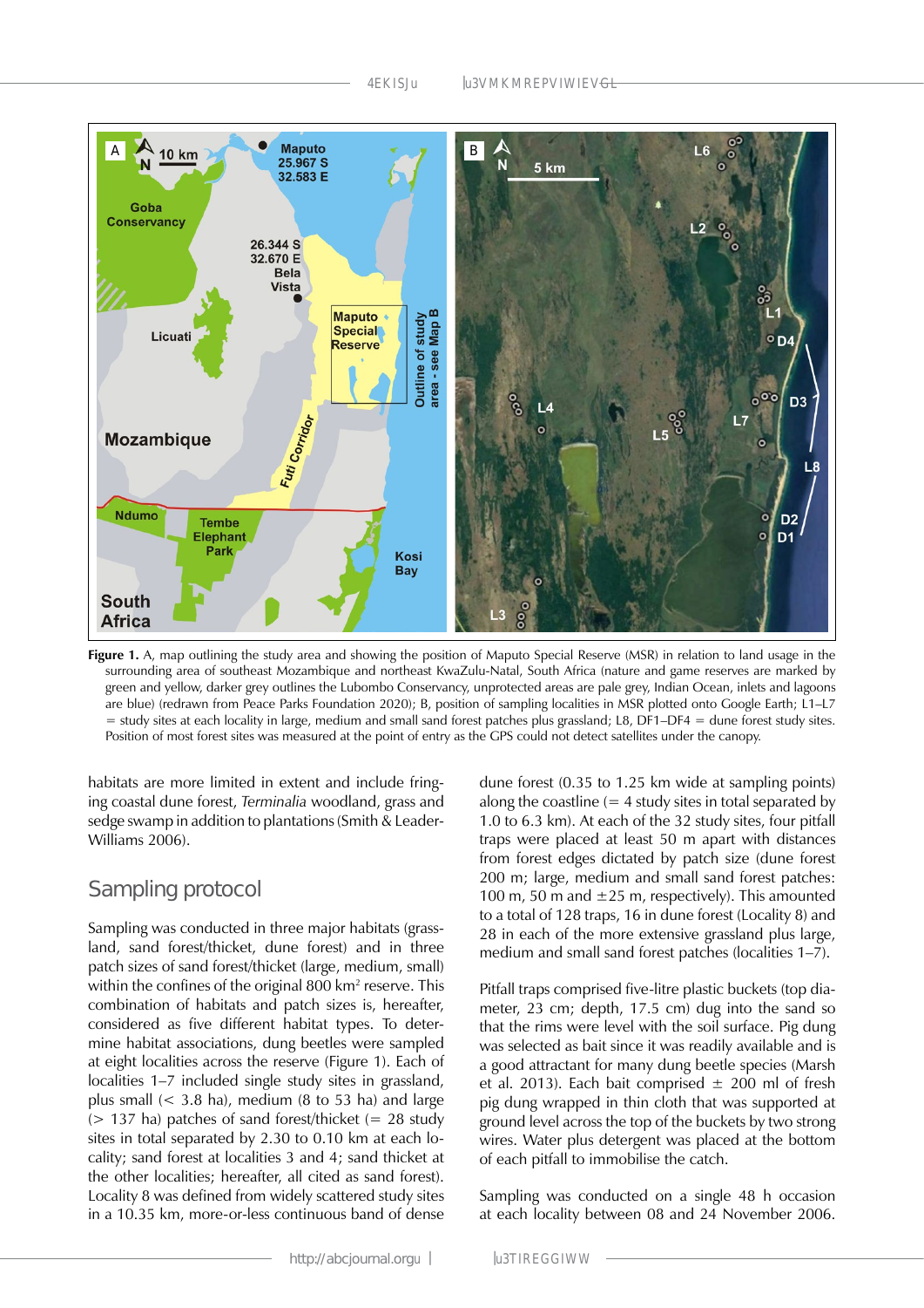A

10 km

N

Maputo
25.967 S
32.583 E

Goba Conservancy

26.344 S
32.670 E
Bela Vista

Maputo Special Reserve

Outline of study area - see Map B

Licuati

Mozambique

Futi Corridor

Ndumo

Tembe Elephant Park

Kosi Bay

South Africa

B

N

5 km

L6

L2

L1

D4

D3

L4

L5

L7

L8

D2

D1

L3

**Figure 1.** A, map outlining the study area and showing the position of Maputo Special Reserve (MSR) in relation to land usage in the surrounding area of southeast Mozambique and northeast KwaZulu-Natal, South Africa (nature and game reserves are marked by green and yellow, darker grey outlines the Lubombo Conservancy, unprotected areas are pale grey, Indian Ocean, inlets and lagoons are blue) (redrawn from Peace Parks Foundation 2020); B, position of sampling localities in MSR plotted onto Google Earth; L1–L7 = study sites at each locality in large, medium and small sand forest patches plus grassland; L8, DF1–DF4 = dune forest study sites. Position of most forest sites was measured at the point of entry as the GPS could not detect satellites under the canopy.

habitats are more limited in extent and include fringing coastal dune forest, *Terminalia* woodland, grass and sedge swamp in addition to plantations (Smith & Leader-Williams 2006).

## Sampling protocol

Sampling was conducted in three major habitats (grassland, sand forest/thicket, dune forest) and in three patch sizes of sand forest/thicket (large, medium, small) within the confines of the original 800 km$^2$ reserve. This combination of habitats and patch sizes is, hereafter, considered as five different habitat types. To determine habitat associations, dung beetles were sampled at eight localities across the reserve (Figure 1). Each of localities 1–7 included single study sites in grassland, plus small (< 3.8 ha), medium (8 to 53 ha) and large (> 137 ha) patches of sand forest/thicket (= 28 study sites in total separated by 2.30 to 0.10 km at each locality; sand forest at localities 3 and 4; sand thicket at the other localities; hereafter, all cited as sand forest). Locality 8 was defined from widely scattered study sites in a 10.35 km, more-or-less continuous band of dense dune forest (0.35 to 1.25 km wide at sampling points) along the coastline (= 4 study sites in total separated by 1.0 to 6.3 km). At each of the 32 study sites, four pitfall traps were placed at least 50 m apart with distances from forest edges dictated by patch size (dune forest 200 m; large, medium and small sand forest patches: 100 m, 50 m and ±25 m, respectively). This amounted to a total of 128 traps, 16 in dune forest (Locality 8) and 28 in each of the more extensive grassland plus large, medium and small sand forest patches (localities 1–7).

Pitfall traps comprised five-litre plastic buckets (top diameter, 23 cm; depth, 17.5 cm) dug into the sand so that the rims were level with the soil surface. Pig dung was selected as bait since it was readily available and is a good attractant for many dung beetle species (Marsh et al. 2013). Each bait comprised ± 200 ml of fresh pig dung wrapped in thin cloth that was supported at ground level across the top of the buckets by two strong wires. Water plus detergent was placed at the bottom of each pitfall to immobilise the catch.

Sampling was conducted on a single 48 h occasion at each locality between 08 and 24 November 2006.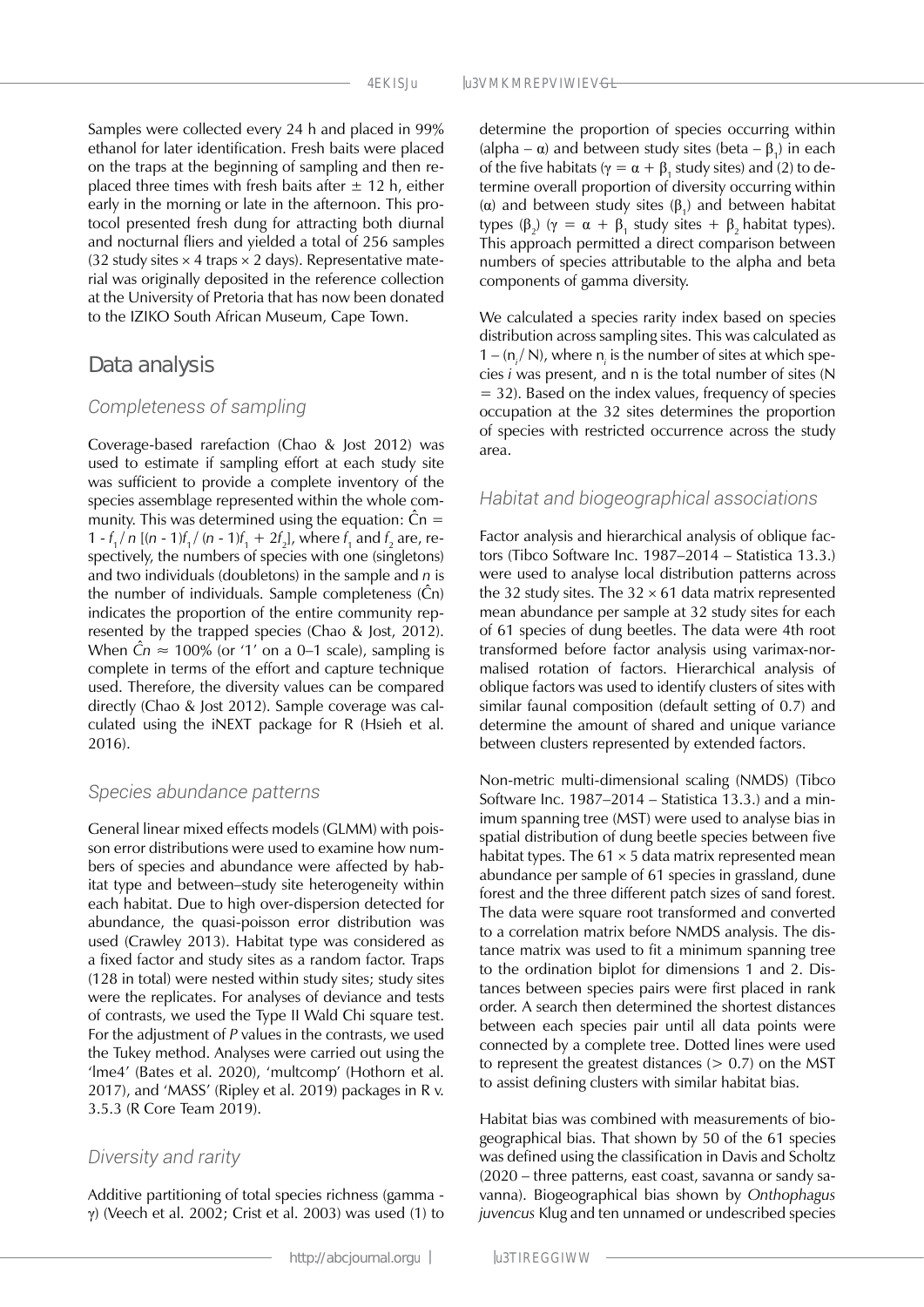Samples were collected every 24 h and placed in 99% ethanol for later identification. Fresh baits were placed on the traps at the beginning of sampling and then replaced three times with fresh baits after ± 12 h, either early in the morning or late in the afternoon. This protocol presented fresh dung for attracting both diurnal and nocturnal fliers and yielded a total of 256 samples (32 study sites × 4 traps × 2 days). Representative material was originally deposited in the reference collection at the University of Pretoria that has now been donated to the IZIKO South African Museum, Cape Town.

## Data analysis

### Completeness of sampling

Coverage-based rarefaction (Chao & Jost 2012) was used to estimate if sampling effort at each study site was sufficient to provide a complete inventory of the species assemblage represented within the whole community. This was determined using the equation: $\hat{C}n = 1 - f_1 / n\ [(n - 1)f_1 / (n - 1)f_1 + 2f_2]$, where $f_1$ and $f_2$ are, respectively, the numbers of species with one (singletons) and two individuals (doubletons) in the sample and $n$ is the number of individuals. Sample completeness ($\hat{C}n$) indicates the proportion of the entire community represented by the trapped species (Chao & Jost, 2012). When $\hat{C}n \approx 100\%$ (or '1' on a 0–1 scale), sampling is complete in terms of the effort and capture technique used. Therefore, the diversity values can be compared directly (Chao & Jost 2012). Sample coverage was calculated using the iNEXT package for R (Hsieh et al. 2016).

### Species abundance patterns

General linear mixed effects models (GLMM) with poisson error distributions were used to examine how numbers of species and abundance were affected by habitat type and between–study site heterogeneity within each habitat. Due to high over-dispersion detected for abundance, the quasi-poisson error distribution was used (Crawley 2013). Habitat type was considered as a fixed factor and study sites as a random factor. Traps (128 in total) were nested within study sites; study sites were the replicates. For analyses of deviance and tests of contrasts, we used the Type II Wald Chi square test. For the adjustment of *P* values in the contrasts, we used the Tukey method. Analyses were carried out using the 'lme4' (Bates et al. 2020), 'multcomp' (Hothorn et al. 2017), and 'MASS' (Ripley et al. 2019) packages in R v. 3.5.3 (R Core Team 2019).

### Diversity and rarity

Additive partitioning of total species richness (gamma - $\gamma$) (Veech et al. 2002; Crist et al. 2003) was used (1) to determine the proportion of species occurring within (alpha – $\alpha$) and between study sites (beta – $\beta_1$) in each of the five habitats ($\gamma = \alpha + \beta_1$ study sites) and (2) to determine overall proportion of diversity occurring within ($\alpha$) and between study sites ($\beta_1$) and between habitat types ($\beta_2$) ($\gamma = \alpha + \beta_1$ study sites + $\beta_2$ habitat types). This approach permitted a direct comparison between numbers of species attributable to the alpha and beta components of gamma diversity.

We calculated a species rarity index based on species distribution across sampling sites. This was calculated as $1 - (n_i / N)$, where $n_i$ is the number of sites at which species *i* was present, and n is the total number of sites (N = 32). Based on the index values, frequency of species occupation at the 32 sites determines the proportion of species with restricted occurrence across the study area.

### Habitat and biogeographical associations

Factor analysis and hierarchical analysis of oblique factors (Tibco Software Inc. 1987–2014 – Statistica 13.3.) were used to analyse local distribution patterns across the 32 study sites. The 32 × 61 data matrix represented mean abundance per sample at 32 study sites for each of 61 species of dung beetles. The data were 4th root transformed before factor analysis using varimax-normalised rotation of factors. Hierarchical analysis of oblique factors was used to identify clusters of sites with similar faunal composition (default setting of 0.7) and determine the amount of shared and unique variance between clusters represented by extended factors.

Non-metric multi-dimensional scaling (NMDS) (Tibco Software Inc. 1987–2014 – Statistica 13.3.) and a minimum spanning tree (MST) were used to analyse bias in spatial distribution of dung beetle species between five habitat types. The 61 × 5 data matrix represented mean abundance per sample of 61 species in grassland, dune forest and the three different patch sizes of sand forest. The data were square root transformed and converted to a correlation matrix before NMDS analysis. The distance matrix was used to fit a minimum spanning tree to the ordination biplot for dimensions 1 and 2. Distances between species pairs were first placed in rank order. A search then determined the shortest distances between each species pair until all data points were connected by a complete tree. Dotted lines were used to represent the greatest distances (> 0.7) on the MST to assist defining clusters with similar habitat bias.

Habitat bias was combined with measurements of biogeographical bias. That shown by 50 of the 61 species was defined using the classification in Davis and Scholtz (2020 – three patterns, east coast, savanna or sandy savanna). Biogeographical bias shown by *Onthophagus juvencus* Klug and ten unnamed or undescribed species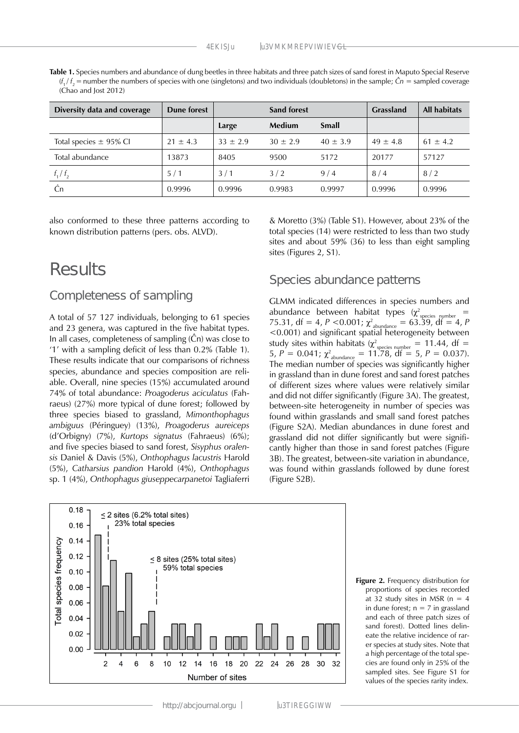**Table 1.** Species numbers and abundance of dung beetles in three habitats and three patch sizes of sand forest in Maputo Special Reserve ($f_1 / f_2$ = number the numbers of species with one (singletons) and two individuals (doubletons) in the sample; $\hat{C}n$ = sampled coverage (Chao and Jost 2012)

| Diversity data and coverage | Dune forest | Sand forest | | | Grassland | All habitats |
|---|---|---|---|---|---|---|
| | | Large | Medium | Small | | |
| Total species ± 95% CI | 21 ± 4.3 | 33 ± 2.9 | 30 ± 2.9 | 40 ± 3.9 | 49 ± 4.8 | 61 ± 4.2 |
| Total abundance | 13873 | 8405 | 9500 | 5172 | 20177 | 57127 |
| $f_1 / f_2$ | 5 / 1 | 3 / 1 | 3 / 2 | 9 / 4 | 8 / 4 | 8 / 2 |
| $\hat{C}n$ | 0.9996 | 0.9996 | 0.9983 | 0.9997 | 0.9996 | 0.9996 |

also conformed to these three patterns according to known distribution patterns (pers. obs. ALVD).

# Results

## Completeness of sampling

A total of 57 127 individuals, belonging to 61 species and 23 genera, was captured in the five habitat types. In all cases, completeness of sampling ($\hat{C}n$) was close to '1' with a sampling deficit of less than 0.2% (Table 1). These results indicate that our comparisons of richness species, abundance and species composition are reliable. Overall, nine species (15%) accumulated around 74% of total abundance: *Proagoderus aciculatus* (Fahraeus) (27%) more typical of dune forest; followed by three species biased to grassland, *Mimonthophagus ambiguus* (Péringuey) (13%), *Proagoderus aureiceps* (d'Orbigny) (7%), *Kurtops signatus* (Fahraeus) (6%); and five species biased to sand forest, *Sisyphus oralensis* Daniel & Davis (5%), *Onthophagus lacustris* Harold (5%), *Catharsius pandion* Harold (4%), *Onthophagus* sp. 1 (4%), *Onthophagus giuseppecarpanetoi* Tagliaferri & Moretto (3%) (Table S1). However, about 23% of the total species (14) were restricted to less than two study sites and about 59% (36) to less than eight sampling sites (Figures 2, S1).

## Species abundance patterns

GLMM indicated differences in species numbers and abundance between habitat types ($\chi^2_{\text{species number}}$ = 75.31, df = 4, $P$ <0.001; $\chi^2_{\text{abundance}}$ = 63.39, df = 4, $P$ <0.001) and significant spatial heterogeneity between study sites within habitats ($\chi^2_{\text{species number}}$ = 11.44, df = 5, $P$ = 0.041; $\chi^2_{\text{abundance}}$ = 11.78, df = 5, $P$ = 0.037). The median number of species was significantly higher in grassland than in dune forest and sand forest patches of different sizes where values were relatively similar and did not differ significantly (Figure 3A). The greatest, between-site heterogeneity in number of species was found within grasslands and small sand forest patches (Figure S2A). Median abundances in dune forest and grassland did not differ significantly but were significantly higher than those in sand forest patches (Figure 3B). The greatest, between-site variation in abundance, was found within grasslands followed by dune forest (Figure S2B).

≤ 2 sites (6.2% total sites)
23% total species
≤ 8 sites (25% total sites)
59% total species
Total species frequency
Number of sites

**Figure 2.** Frequency distribution for proportions of species recorded at 32 study sites in MSR (n = 4 in dune forest; n = 7 in grassland and each of three patch sizes of sand forest). Dotted lines delineate the relative incidence of rarer species at study sites. Note that a high percentage of the total species are found only in 25% of the sampled sites. See Figure S1 for values of the species rarity index.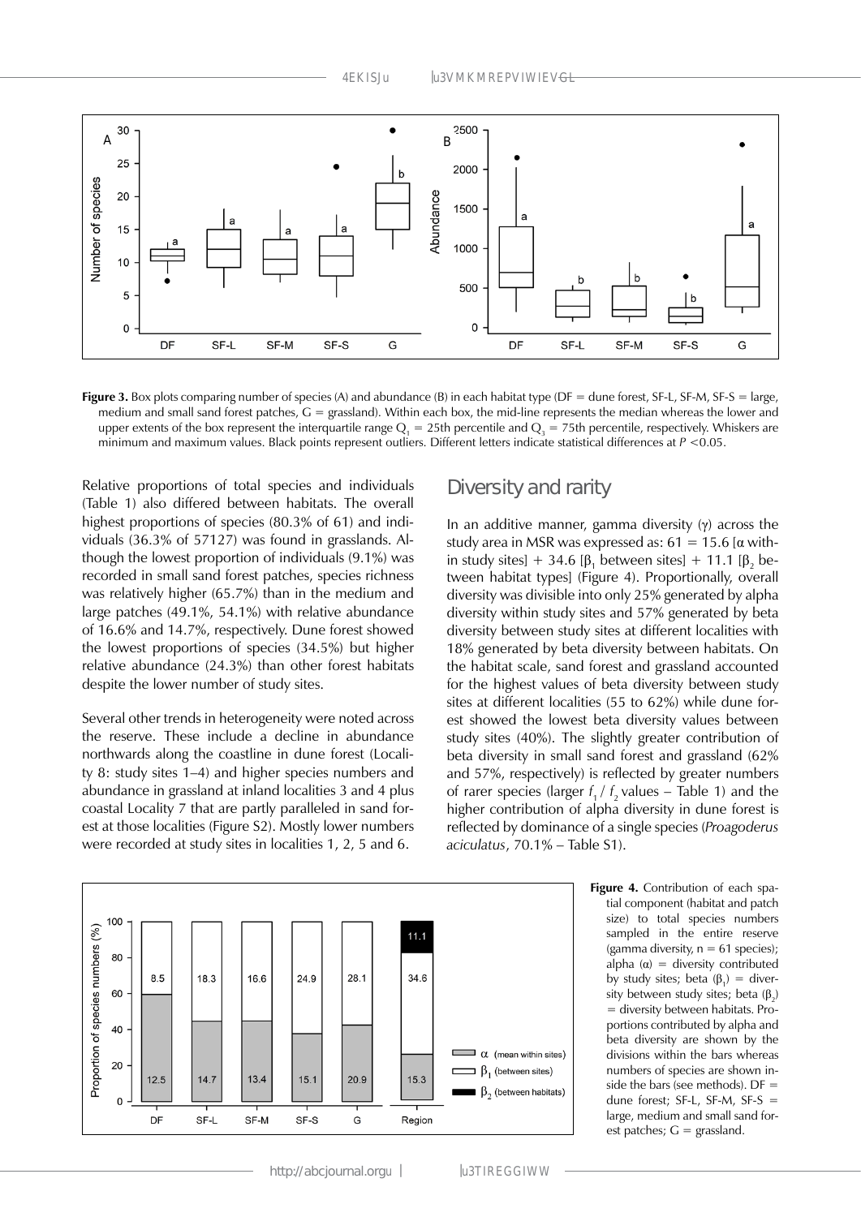A

Number of species

30

25

20

15

10

5

0

DF SF-L SF-M SF-S G

a a a a b

B

Abundance

2500

2000

1500

1000

500

0

DF SF-L SF-M SF-S G

a b b b a

**Figure 3.** Box plots comparing number of species (A) and abundance (B) in each habitat type (DF = dune forest, SF-L, SF-M, SF-S = large, medium and small sand forest patches, G = grassland). Within each box, the mid-line represents the median whereas the lower and upper extents of the box represent the interquartile range $Q_1$ = 25th percentile and $Q_3$ = 75th percentile, respectively. Whiskers are minimum and maximum values. Black points represent outliers. Different letters indicate statistical differences at $P < 0.05$.

Relative proportions of total species and individuals (Table 1) also differed between habitats. The overall highest proportions of species (80.3% of 61) and individuals (36.3% of 57127) was found in grasslands. Although the lowest proportion of individuals (9.1%) was recorded in small sand forest patches, species richness was relatively higher (65.7%) than in the medium and large patches (49.1%, 54.1%) with relative abundance of 16.6% and 14.7%, respectively. Dune forest showed the lowest proportions of species (34.5%) but higher relative abundance (24.3%) than other forest habitats despite the lower number of study sites.

Several other trends in heterogeneity were noted across the reserve. These include a decline in abundance northwards along the coastline in dune forest (Locality 8: study sites 1–4) and higher species numbers and abundance in grassland at inland localities 3 and 4 plus coastal Locality 7 that are partly paralleled in sand forest at those localities (Figure S2). Mostly lower numbers were recorded at study sites in localities 1, 2, 5 and 6.

## Diversity and rarity

In an additive manner, gamma diversity ($\gamma$) across the study area in MSR was expressed as: 61 = 15.6 [$\alpha$ within study sites] + 34.6 [$\beta_1$ between sites] + 11.1 [$\beta_2$ between habitat types] (Figure 4). Proportionally, overall diversity was divisible into only 25% generated by alpha diversity within study sites and 57% generated by beta diversity between study sites at different localities with 18% generated by beta diversity between habitats. On the habitat scale, sand forest and grassland accounted for the highest values of beta diversity between study sites at different localities (55 to 62%) while dune forest showed the lowest beta diversity values between study sites (40%). The slightly greater contribution of beta diversity in small sand forest and grassland (62% and 57%, respectively) is reflected by greater numbers of rarer species (larger $f_1$ / $f_2$ values – Table 1) and the higher contribution of alpha diversity in dune forest is reflected by dominance of a single species (*Proagoderus aciculatus*, 70.1% – Table S1).

Proportion of species numbers (%)

100

80

60

40

20

0

DF SF-L SF-M SF-S G Region

8.5 18.3 16.6 24.9 28.1 34.6

12.5 14.7 13.4 15.1 20.9 15.3

11.1

α (mean within sites)

β1 (between sites)

β2 (between habitats)

**Figure 4.** Contribution of each spatial component (habitat and patch size) to total species numbers sampled in the entire reserve (gamma diversity, n = 61 species); alpha ($\alpha$) = diversity contributed by study sites; beta ($\beta_1$) = diversity between study sites; beta ($\beta_2$) = diversity between habitats. Proportions contributed by alpha and beta diversity are shown by the divisions within the bars whereas numbers of species are shown inside the bars (see methods). DF = dune forest; SF-L, SF-M, SF-S = large, medium and small sand forest patches; G = grassland.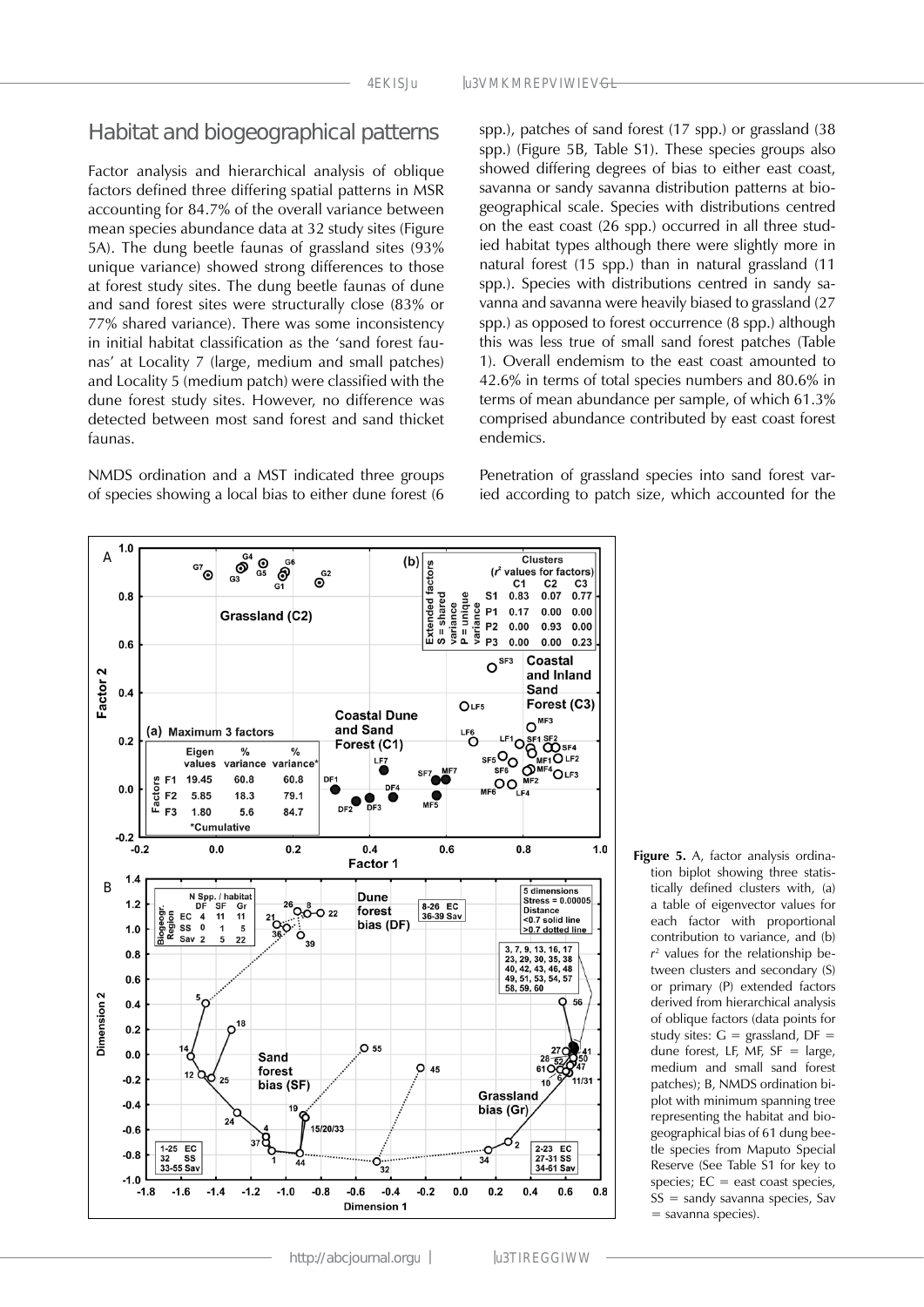## Habitat and biogeographical patterns

Factor analysis and hierarchical analysis of oblique factors defined three differing spatial patterns in MSR accounting for 84.7% of the overall variance between mean species abundance data at 32 study sites (Figure 5A). The dung beetle faunas of grassland sites (93% unique variance) showed strong differences to those at forest study sites. The dung beetle faunas of dune and sand forest sites were structurally close (83% or 77% shared variance). There was some inconsistency in initial habitat classification as the 'sand forest faunas' at Locality 7 (large, medium and small patches) and Locality 5 (medium patch) were classified with the dune forest study sites. However, no difference was detected between most sand forest and sand thicket faunas.

NMDS ordination and a MST indicated three groups of species showing a local bias to either dune forest (6 spp.), patches of sand forest (17 spp.) or grassland (38 spp.) (Figure 5B, Table S1). These species groups also showed differing degrees of bias to either east coast, savanna or sandy savanna distribution patterns at biogeographical scale. Species with distributions centred on the east coast (26 spp.) occurred in all three studied habitat types although there were slightly more in natural forest (15 spp.) than in natural grassland (11 spp.). Species with distributions centred in sandy savanna and savanna were heavily biased to grassland (27 spp.) as opposed to forest occurrence (8 spp.) although this was less true of small sand forest patches (Table 1). Overall endemism to the east coast amounted to 42.6% in terms of total species numbers and 80.6% in terms of mean abundance per sample, of which 61.3% comprised abundance contributed by east coast forest endemics.

Penetration of grassland species into sand forest varied according to patch size, which accounted for the

**Figure 5.** A, factor analysis ordination biplot showing three statistically defined clusters with, (a) a table of eigenvector values for each factor with proportional contribution to variance, and (b) $r^2$ values for the relationship between clusters and secondary (S) or primary (P) extended factors derived from hierarchical analysis of oblique factors (data points for study sites: G = grassland, DF = dune forest, LF, MF, SF = large, medium and small sand forest patches); B, NMDS ordination biplot with minimum spanning tree representing the habitat and biogeographical bias of 61 dung beetle species from Maputo Special Reserve (See Table S1 for key to species; EC = east coast species, SS = sandy savanna species, Sav = savanna species).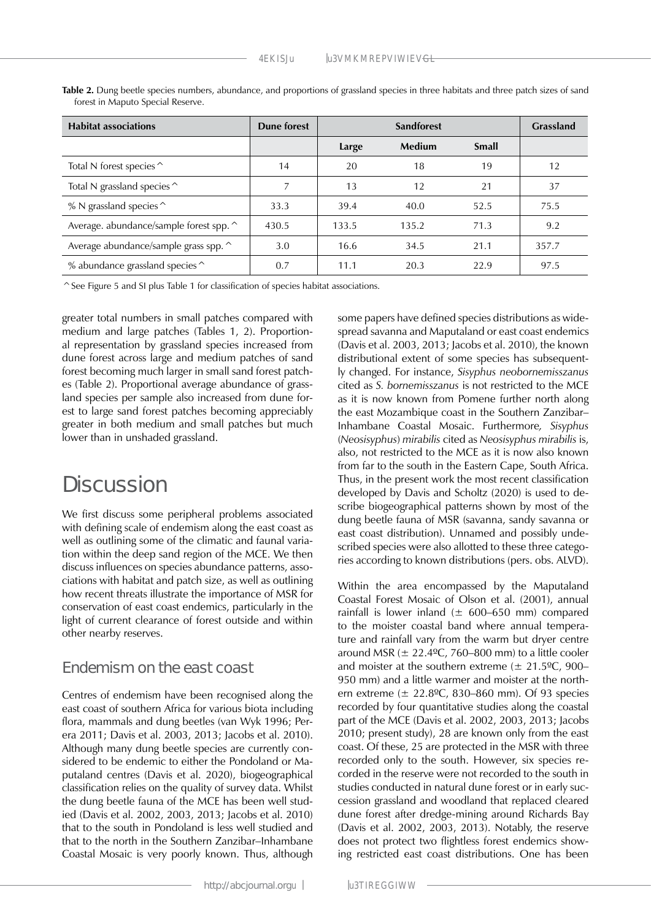**Table 2.** Dung beetle species numbers, abundance, and proportions of grassland species in three habitats and three patch sizes of sand forest in Maputo Special Reserve.

| Habitat associations | Dune forest | Sandforest | | | Grassland |
|---|---|---|---|---|---|
| | | Large | Medium | Small | |
| Total N forest species ^ | 14 | 20 | 18 | 19 | 12 |
| Total N grassland species ^ | 7 | 13 | 12 | 21 | 37 |
| % N grassland species ^ | 33.3 | 39.4 | 40.0 | 52.5 | 75.5 |
| Average. abundance/sample forest spp. ^ | 430.5 | 133.5 | 135.2 | 71.3 | 9.2 |
| Average abundance/sample grass spp. ^ | 3.0 | 16.6 | 34.5 | 21.1 | 357.7 |
| % abundance grassland species ^ | 0.7 | 11.1 | 20.3 | 22.9 | 97.5 |

^ See Figure 5 and SI plus Table 1 for classification of species habitat associations.

greater total numbers in small patches compared with medium and large patches (Tables 1, 2). Proportional representation by grassland species increased from dune forest across large and medium patches of sand forest becoming much larger in small sand forest patches (Table 2). Proportional average abundance of grassland species per sample also increased from dune forest to large sand forest patches becoming appreciably greater in both medium and small patches but much lower than in unshaded grassland.

# Discussion

We first discuss some peripheral problems associated with defining scale of endemism along the east coast as well as outlining some of the climatic and faunal variation within the deep sand region of the MCE. We then discuss influences on species abundance patterns, associations with habitat and patch size, as well as outlining how recent threats illustrate the importance of MSR for conservation of east coast endemics, particularly in the light of current clearance of forest outside and within other nearby reserves.

## Endemism on the east coast

Centres of endemism have been recognised along the east coast of southern Africa for various biota including flora, mammals and dung beetles (van Wyk 1996; Perera 2011; Davis et al. 2003, 2013; Jacobs et al. 2010). Although many dung beetle species are currently considered to be endemic to either the Pondoland or Maputaland centres (Davis et al. 2020), biogeographical classification relies on the quality of survey data. Whilst the dung beetle fauna of the MCE has been well studied (Davis et al. 2002, 2003, 2013; Jacobs et al. 2010) that to the south in Pondoland is less well studied and that to the north in the Southern Zanzibar–Inhambane Coastal Mosaic is very poorly known. Thus, although some papers have defined species distributions as widespread savanna and Maputaland or east coast endemics (Davis et al. 2003, 2013; Jacobs et al. 2010), the known distributional extent of some species has subsequently changed. For instance, *Sisyphus neobornemisszanus* cited as *S. bornemisszanus* is not restricted to the MCE as it is now known from Pomene further north along the east Mozambique coast in the Southern Zanzibar–Inhambane Coastal Mosaic. Furthermore, *Sisyphus* (*Neosisyphus*) *mirabilis* cited as *Neosisyphus mirabilis* is, also, not restricted to the MCE as it is now also known from far to the south in the Eastern Cape, South Africa. Thus, in the present work the most recent classification developed by Davis and Scholtz (2020) is used to describe biogeographical patterns shown by most of the dung beetle fauna of MSR (savanna, sandy savanna or east coast distribution). Unnamed and possibly undescribed species were also allotted to these three categories according to known distributions (pers. obs. ALVD).

Within the area encompassed by the Maputaland Coastal Forest Mosaic of Olson et al. (2001), annual rainfall is lower inland (± 600–650 mm) compared to the moister coastal band where annual temperature and rainfall vary from the warm but dryer centre around MSR (± 22.4ºC, 760–800 mm) to a little cooler and moister at the southern extreme (± 21.5ºC, 900–950 mm) and a little warmer and moister at the northern extreme (± 22.8ºC, 830–860 mm). Of 93 species recorded by four quantitative studies along the coastal part of the MCE (Davis et al. 2002, 2003, 2013; Jacobs 2010; present study), 28 are known only from the east coast. Of these, 25 are protected in the MSR with three recorded only to the south. However, six species recorded in the reserve were not recorded to the south in studies conducted in natural dune forest or in early succession grassland and woodland that replaced cleared dune forest after dredge-mining around Richards Bay (Davis et al. 2002, 2003, 2013). Notably, the reserve does not protect two flightless forest endemics showing restricted east coast distributions. One has been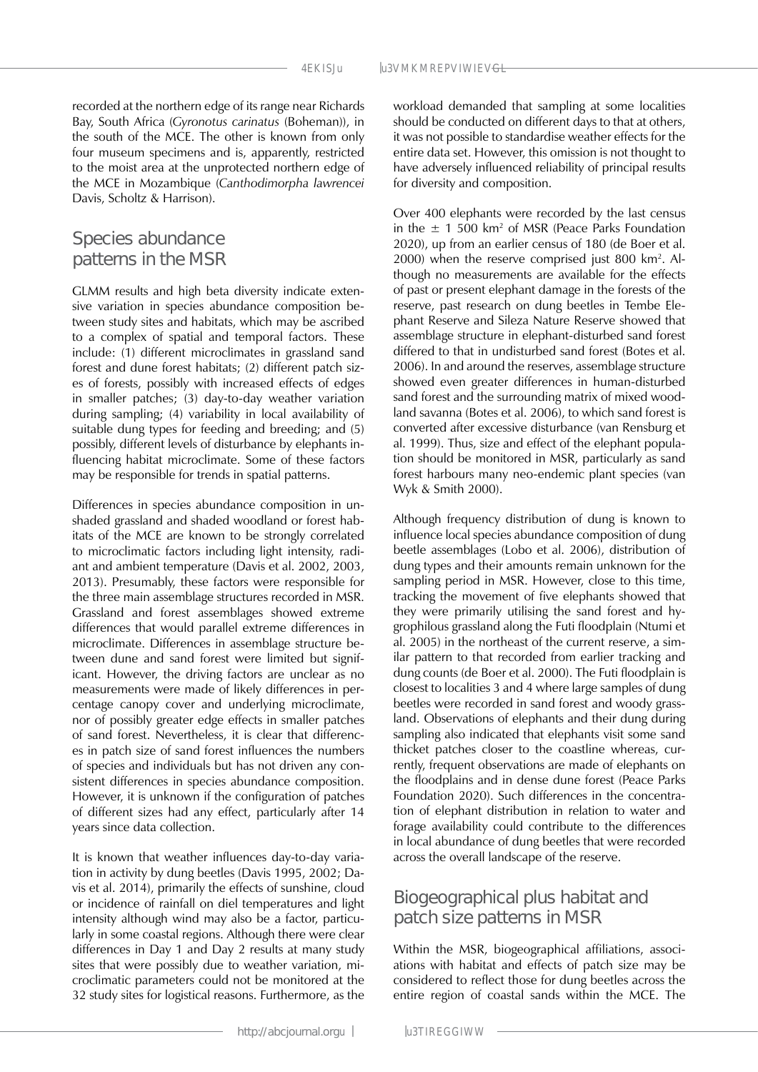recorded at the northern edge of its range near Richards Bay, South Africa (*Gyronotus carinatus* (Boheman)), in the south of the MCE. The other is known from only four museum specimens and is, apparently, restricted to the moist area at the unprotected northern edge of the MCE in Mozambique (*Canthodimorpha lawrencei* Davis, Scholtz & Harrison).

## Species abundance patterns in the MSR

GLMM results and high beta diversity indicate extensive variation in species abundance composition between study sites and habitats, which may be ascribed to a complex of spatial and temporal factors. These include: (1) different microclimates in grassland sand forest and dune forest habitats; (2) different patch sizes of forests, possibly with increased effects of edges in smaller patches; (3) day-to-day weather variation during sampling; (4) variability in local availability of suitable dung types for feeding and breeding; and (5) possibly, different levels of disturbance by elephants influencing habitat microclimate. Some of these factors may be responsible for trends in spatial patterns.

Differences in species abundance composition in unshaded grassland and shaded woodland or forest habitats of the MCE are known to be strongly correlated to microclimatic factors including light intensity, radiant and ambient temperature (Davis et al. 2002, 2003, 2013). Presumably, these factors were responsible for the three main assemblage structures recorded in MSR. Grassland and forest assemblages showed extreme differences that would parallel extreme differences in microclimate. Differences in assemblage structure between dune and sand forest were limited but significant. However, the driving factors are unclear as no measurements were made of likely differences in percentage canopy cover and underlying microclimate, nor of possibly greater edge effects in smaller patches of sand forest. Nevertheless, it is clear that differences in patch size of sand forest influences the numbers of species and individuals but has not driven any consistent differences in species abundance composition. However, it is unknown if the configuration of patches of different sizes had any effect, particularly after 14 years since data collection.

It is known that weather influences day-to-day variation in activity by dung beetles (Davis 1995, 2002; Davis et al. 2014), primarily the effects of sunshine, cloud or incidence of rainfall on diel temperatures and light intensity although wind may also be a factor, particularly in some coastal regions. Although there were clear differences in Day 1 and Day 2 results at many study sites that were possibly due to weather variation, microclimatic parameters could not be monitored at the 32 study sites for logistical reasons. Furthermore, as the workload demanded that sampling at some localities should be conducted on different days to that at others, it was not possible to standardise weather effects for the entire data set. However, this omission is not thought to have adversely influenced reliability of principal results for diversity and composition.

Over 400 elephants were recorded by the last census in the ± 1 500 km$^2$ of MSR (Peace Parks Foundation 2020), up from an earlier census of 180 (de Boer et al. 2000) when the reserve comprised just 800 km$^2$. Although no measurements are available for the effects of past or present elephant damage in the forests of the reserve, past research on dung beetles in Tembe Elephant Reserve and Sileza Nature Reserve showed that assemblage structure in elephant-disturbed sand forest differed to that in undisturbed sand forest (Botes et al. 2006). In and around the reserves, assemblage structure showed even greater differences in human-disturbed sand forest and the surrounding matrix of mixed woodland savanna (Botes et al. 2006), to which sand forest is converted after excessive disturbance (van Rensburg et al. 1999). Thus, size and effect of the elephant population should be monitored in MSR, particularly as sand forest harbours many neo-endemic plant species (van Wyk & Smith 2000).

Although frequency distribution of dung is known to influence local species abundance composition of dung beetle assemblages (Lobo et al. 2006), distribution of dung types and their amounts remain unknown for the sampling period in MSR. However, close to this time, tracking the movement of five elephants showed that they were primarily utilising the sand forest and hygrophilous grassland along the Futi floodplain (Ntumi et al. 2005) in the northeast of the current reserve, a similar pattern to that recorded from earlier tracking and dung counts (de Boer et al. 2000). The Futi floodplain is closest to localities 3 and 4 where large samples of dung beetles were recorded in sand forest and woody grassland. Observations of elephants and their dung during sampling also indicated that elephants visit some sand thicket patches closer to the coastline whereas, currently, frequent observations are made of elephants on the floodplains and in dense dune forest (Peace Parks Foundation 2020). Such differences in the concentration of elephant distribution in relation to water and forage availability could contribute to the differences in local abundance of dung beetles that were recorded across the overall landscape of the reserve.

## Biogeographical plus habitat and patch size patterns in MSR

Within the MSR, biogeographical affiliations, associations with habitat and effects of patch size may be considered to reflect those for dung beetles across the entire region of coastal sands within the MCE. The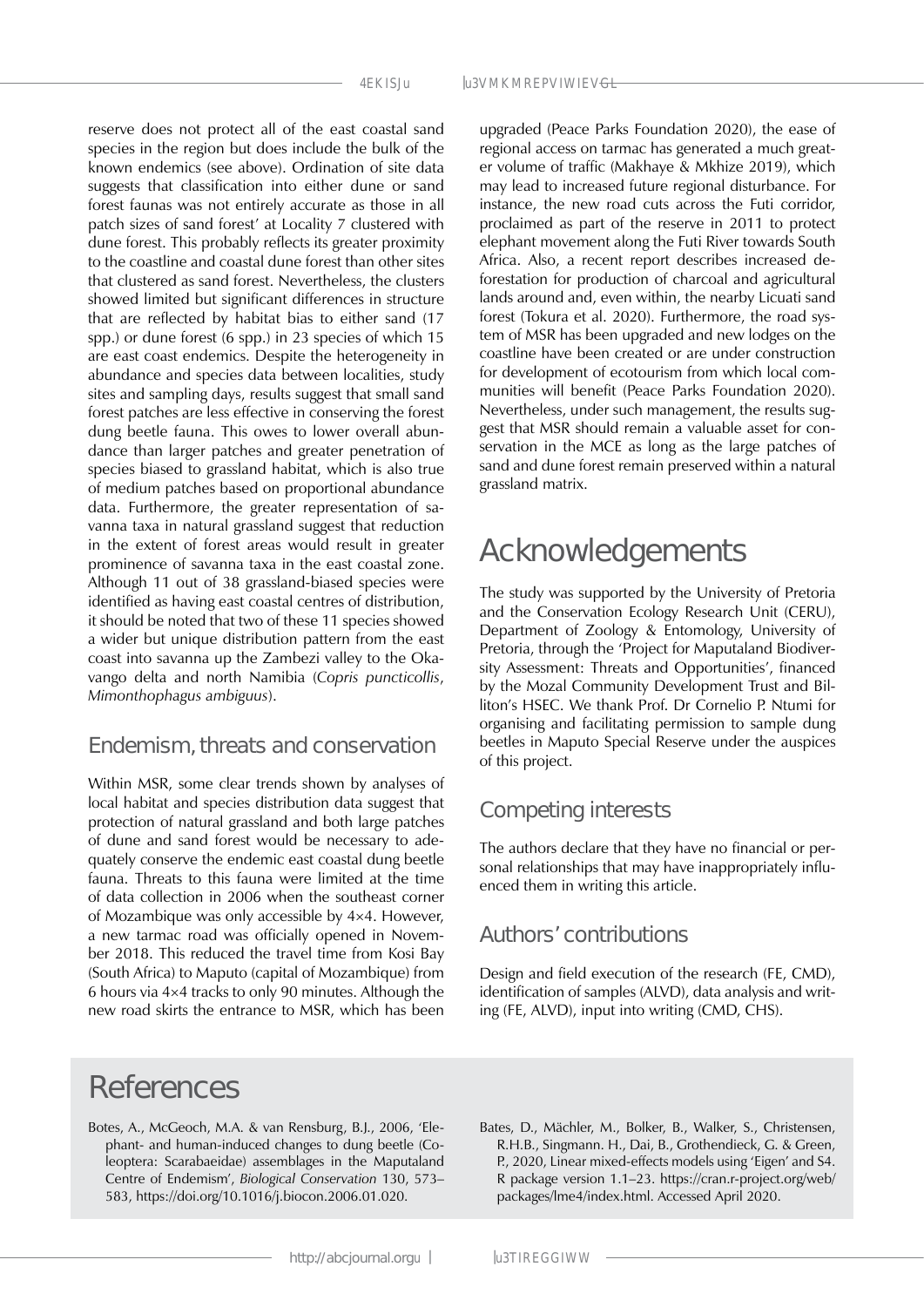reserve does not protect all of the east coastal sand species in the region but does include the bulk of the known endemics (see above). Ordination of site data suggests that classification into either dune or sand forest faunas was not entirely accurate as those in all patch sizes of sand forest' at Locality 7 clustered with dune forest. This probably reflects its greater proximity to the coastline and coastal dune forest than other sites that clustered as sand forest. Nevertheless, the clusters showed limited but significant differences in structure that are reflected by habitat bias to either sand (17 spp.) or dune forest (6 spp.) in 23 species of which 15 are east coast endemics. Despite the heterogeneity in abundance and species data between localities, study sites and sampling days, results suggest that small sand forest patches are less effective in conserving the forest dung beetle fauna. This owes to lower overall abundance than larger patches and greater penetration of species biased to grassland habitat, which is also true of medium patches based on proportional abundance data. Furthermore, the greater representation of savanna taxa in natural grassland suggest that reduction in the extent of forest areas would result in greater prominence of savanna taxa in the east coastal zone. Although 11 out of 38 grassland-biased species were identified as having east coastal centres of distribution, it should be noted that two of these 11 species showed a wider but unique distribution pattern from the east coast into savanna up the Zambezi valley to the Okavango delta and north Namibia (*Copris puncticollis*, *Mimonthophagus ambiguus*).

### Endemism, threats and conservation

Within MSR, some clear trends shown by analyses of local habitat and species distribution data suggest that protection of natural grassland and both large patches of dune and sand forest would be necessary to adequately conserve the endemic east coastal dung beetle fauna. Threats to this fauna were limited at the time of data collection in 2006 when the southeast corner of Mozambique was only accessible by 4×4. However, a new tarmac road was officially opened in November 2018. This reduced the travel time from Kosi Bay (South Africa) to Maputo (capital of Mozambique) from 6 hours via 4×4 tracks to only 90 minutes. Although the new road skirts the entrance to MSR, which has been upgraded (Peace Parks Foundation 2020), the ease of regional access on tarmac has generated a much greater volume of traffic (Makhaye & Mkhize 2019), which may lead to increased future regional disturbance. For instance, the new road cuts across the Futi corridor, proclaimed as part of the reserve in 2011 to protect elephant movement along the Futi River towards South Africa. Also, a recent report describes increased deforestation for production of charcoal and agricultural lands around and, even within, the nearby Licuati sand forest (Tokura et al. 2020). Furthermore, the road system of MSR has been upgraded and new lodges on the coastline have been created or are under construction for development of ecotourism from which local communities will benefit (Peace Parks Foundation 2020). Nevertheless, under such management, the results suggest that MSR should remain a valuable asset for conservation in the MCE as long as the large patches of sand and dune forest remain preserved within a natural grassland matrix.

## Acknowledgements

The study was supported by the University of Pretoria and the Conservation Ecology Research Unit (CERU), Department of Zoology & Entomology, University of Pretoria, through the 'Project for Maputaland Biodiversity Assessment: Threats and Opportunities', financed by the Mozal Community Development Trust and Billiton's HSEC. We thank Prof. Dr Cornelio P. Ntumi for organising and facilitating permission to sample dung beetles in Maputo Special Reserve under the auspices of this project.

### Competing interests

The authors declare that they have no financial or personal relationships that may have inappropriately influenced them in writing this article.

### Authors' contributions

Design and field execution of the research (FE, CMD), identification of samples (ALVD), data analysis and writing (FE, ALVD), input into writing (CMD, CHS).

## References

Botes, A., McGeoch, M.A. & van Rensburg, B.J., 2006, 'Elephant- and human-induced changes to dung beetle (Coleoptera: Scarabaeidae) assemblages in the Maputaland Centre of Endemism', *Biological Conservation* 130, 573–583, https://doi.org/10.1016/j.biocon.2006.01.020.

Bates, D., Mächler, M., Bolker, B., Walker, S., Christensen, R.H.B., Singmann. H., Dai, B., Grothendieck, G. & Green, P., 2020, Linear mixed-effects models using 'Eigen' and S4. R package version 1.1–23. https://cran.r-project.org/web/packages/lme4/index.html. Accessed April 2020.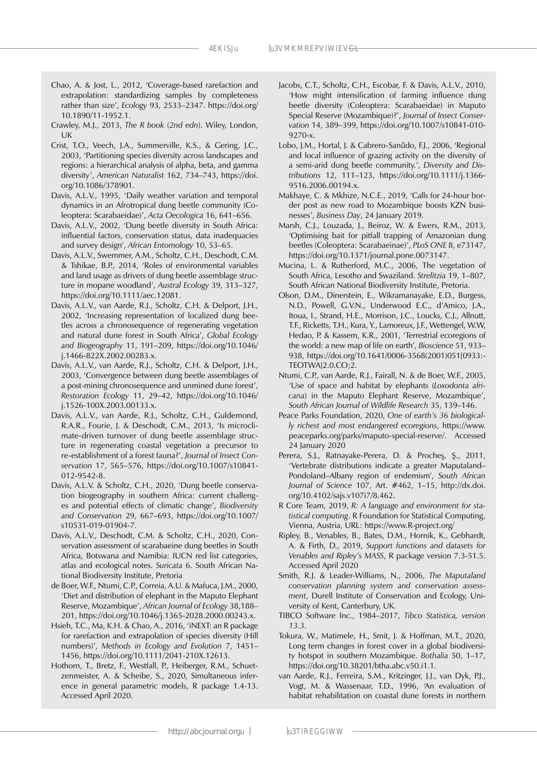Chao, A. & Jost, L., 2012, 'Coverage-based rarefaction and extrapolation: standardizing samples by completeness rather than size', *Ecology* 93, 2533–2347. https://doi.org/10.1890/11-1952.1.

Crawley, M.J., 2013, *The R book* (*2nd edn*). Wiley, London, UK

Crist, T.O., Veech, J.A., Summerville, K.S., & Gering, J.C., 2003, 'Partitioning species diversity across landscapes and regions: a hierarchical analysis of alpha, beta, and gamma diversity', *American Naturalist* 162, 734–743, https://doi.org/10.1086/378901.

Davis, A.L.V., 1995, 'Daily weather variation and temporal dynamics in an Afrotropical dung beetle community (Coleoptera: Scarabaeidae)', *Acta Oecologica* 16, 641–656.

Davis, A.L.V., 2002, 'Dung beetle diversity in South Africa: influential factors, conservation status, data inadequacies and survey design', *African Entomology* 10, 53–65.

Davis, A.L.V., Swemmer, A.M., Scholtz, C.H., Deschodt, C.M. & Tshikae, B.P., 2014, 'Roles of environmental variables and land usage as drivers of dung beetle assemblage structure in mopane woodland', *Austral Ecology* 39, 313–327, https://doi.org/10.1111/aec.12081.

Davis, A.L.V., van Aarde, R.J., Scholtz, C.H. & Delport, J.H., 2002, 'Increasing representation of localized dung beetles across a chronosequence of regenerating vegetation and natural dune forest in South Africa', *Global Ecology and Biogeography* 11, 191–209, https://doi.org/10.1046/j.1466-822X.2002.00283.x.

Davis, A.L.V., van Aarde, R.J., Scholtz, C.H. & Delport, J.H., 2003, 'Convergence between dung beetle assemblages of a post-mining chronosequence and unmined dune forest', *Restoration Ecology* 11, 29–42, https://doi.org/10.1046/j.1526-100X.2003.00133.x.

Davis, A.L.V., van Aarde, R.J., Scholtz, C.H., Guldemond, R.A.R., Fourie, J. & Deschodt, C.M., 2013, 'Is microclimate-driven turnover of dung beetle assemblage structure in regenerating coastal vegetation a precursor to re-establishment of a forest fauna?', *Journal of Insect Conservation* 17, 565–576, https://doi.org/10.1007/s10841-012-9542-8.

Davis, A.L.V. & Scholtz, C.H., 2020, 'Dung beetle conservation biogeography in southern Africa: current challenges and potential effects of climatic change', *Biodiversity and Conservation* 29, 667–693, https://doi.org/10.1007/s10531-019-01904-7.

Davis, A.L.V., Deschodt, C.M. & Scholtz, C.H., 2020, Conservation assessment of scarabaeine dung beetles in South Africa, Botswana and Namibia: IUCN red list categories, atlas and ecological notes. *Suricata* 6. South African National Biodiversity Institute, Pretoria

de Boer, W.F., Ntumi, C.P., Correia, A.U. & Mafuca, J.M., 2000, 'Diet and distribution of elephant in the Maputo Elephant Reserve, Mozambique', *African Journal of Ecology* 38,188–201, https://doi.org/10.1046/j.1365-2028.2000.00243.x.

Hsieh, T.C., Ma, K.H. & Chao, A., 2016, 'iNEXT: an R package for rarefaction and extrapolation of species diversity (Hill numbers)', *Methods in Ecology and Evolution* 7, 1451–1456, https://doi.org/10.1111/2041-210X.12613.

Hothorn, T., Bretz, F., Westfall, P., Heiberger, R.M., Schuetzenmeister, A. & Scheibe, S., 2020, Simultaneous inference in general parametric models, R package 1.4-13. Accessed April 2020.

Jacobs, C.T., Scholtz, C.H., Escobar, F. & Davis, A.L.V., 2010, 'How might intensification of farming influence dung beetle diversity (Coleoptera: Scarabaeidae) in Maputo Special Reserve (Mozambique)?', *Journal of Insect Conservation* 14, 389–399, https://doi.org/10.1007/s10841-010-9270-x.

Lobo, J.M., Hortal, J. & Cabrero-Sanũdo, F.J., 2006, 'Regional and local influence of grazing activity on the diversity of a semi-arid dung beetle community.', *Diversity and Distributions* 12, 111–123, https://doi.org/10.1111/j.1366-9516.2006.00194.x.

Makhaye, C. & Mkhize, N.C.E., 2019, 'Calls for 24-hour border post as new road to Mozambique boosts KZN businesses', *Business Day*, 24 January 2019.

Marsh, C.J., Louzada, J., Beiroz, W. & Ewers, R.M., 2013, 'Optimising bait for pitfall trapping of Amazonian dung beetles (Coleoptera: Scarabaeinae)', *PLoS ONE* 8, e73147, https://doi.org/10.1371/journal.pone.0073147.

Mucina, L. & Rutherford, M.C., 2006, The vegetation of South Africa, Lesotho and Swaziland. *Strelitzia* 19, 1–807, South African National Biodiversity Institute, Pretoria.

Olson, D.M., Dinerstein, E., Wikramanayake, E.D., Burgess, N.D., Powell, G.V.N., Underwood E.C., d'Amico, J.A., Itoua, I., Strand, H.E., Morrison, J.C., Loucks, C.J., Allnutt, T.F., Ricketts, T.H., Kura, Y., Lamoreux, J.F., Wettengel, W.W, Hedao, P. & Kassem, K.R., 2001, 'Terrestrial ecoregions of the world: a new map of life on earth', *Bioscience* 51, 933–938, https://doi.org/10.1641/0006-3568(2001)051[0933:TEOTWA]2.0.CO;2.

Ntumi, C.P., van Aarde, R.J., Fairall, N. & de Boer, W.F., 2005, 'Use of space and habitat by elephants (*Loxodonta africana*) in the Maputo Elephant Reserve, Mozambique', *South African Journal of Wildlife Research* 35, 139–146.

Peace Parks Foundation, 2020, *One of earth's 36 biologically richest and most endangered ecoregions*, https://www.peaceparks.org/parks/maputo-special-reserve/. Accessed 24 January 2020

Perera, S.J., Ratnayake-Perera, D. & Procheş, Ş., 2011, 'Vertebrate distributions indicate a greater Maputaland–Pondoland–Albany region of endemism', *South African Journal of Science* 107, Art. #462, 1–15, http://dx.doi.org/10.4102/sajs.v107i7/8.462.

R Core Team, 2019, *R: A language and environment for statistical computing*. R Foundation for Statistical Computing, Vienna, Austria, URL: https://www.R-project.org/

Ripley, B., Venables, B., Bates, D.M., Hornik, K., Gebhardt, A. & Firth, D., 2019, *Support functions and datasets for Venables and Ripley's MASS*, R package version 7.3-51.5. Accessed April 2020

Smith, R.J. & Leader-Williams, N., 2006, *The Maputaland conservation planning system and conservation assessment*, Durell Institute of Conservation and Ecology, University of Kent, Canterbury, UK.

TIBCO Software Inc., 1984–2017, *Tibco Statistica, version 13.3*.

Tokura, W., Matimele, H., Smit, J. & Hoffman, M.T., 2020, Long term changes in forest cover in a global biodiversity hotspot in southern Mozambique. *Bothalia* 50, 1–17, https://doi.org/10.38201/btha.abc.v50.i1.1.

van Aarde, R.J., Ferreira, S.M., Kritzinger, J.J., van Dyk, P.J., Vogt, M. & Wassenaar, T.D., 1996, 'An evaluation of habitat rehabilitation on coastal dune forests in northern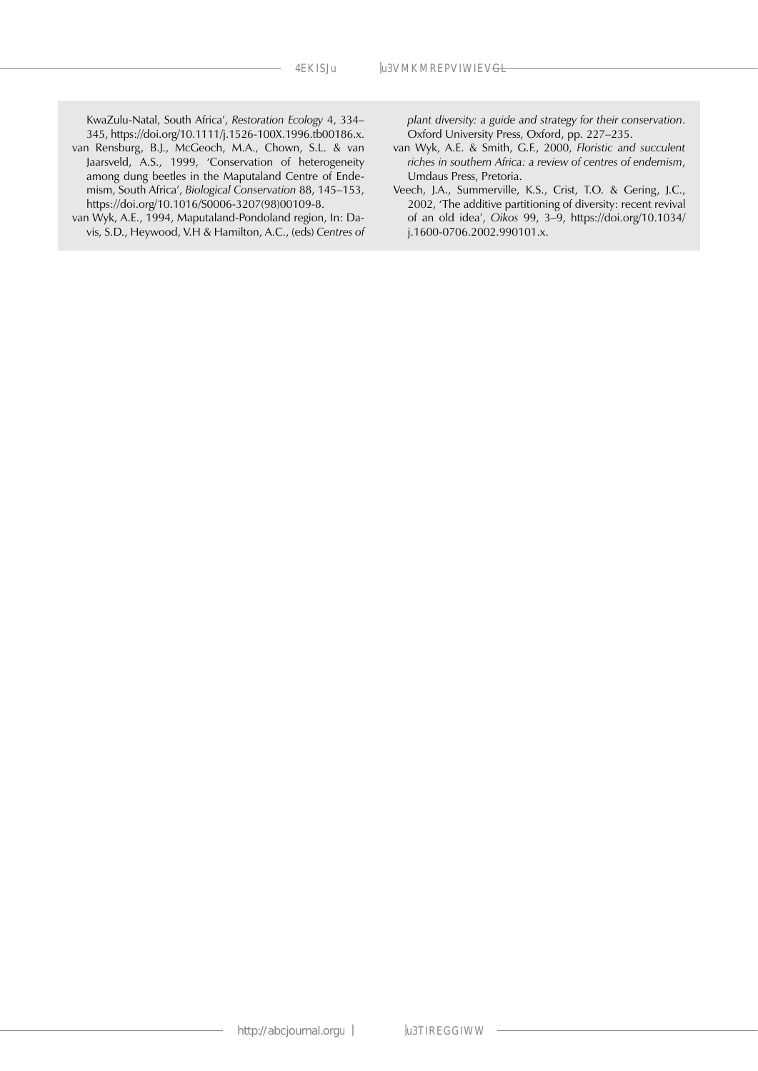KwaZulu-Natal, South Africa', *Restoration Ecology* 4, 334–345, https://doi.org/10.1111/j.1526-100X.1996.tb00186.x.

van Rensburg, B.J., McGeoch, M.A., Chown, S.L. & van Jaarsveld, A.S., 1999, 'Conservation of heterogeneity among dung beetles in the Maputaland Centre of Endemism, South Africa', *Biological Conservation* 88, 145–153, https://doi.org/10.1016/S0006-3207(98)00109-8.

van Wyk, A.E., 1994, Maputaland-Pondoland region, In: Davis, S.D., Heywood, V.H & Hamilton, A.C., (eds) *Centres of plant diversity: a guide and strategy for their conservation*. Oxford University Press, Oxford, pp. 227–235.

van Wyk, A.E. & Smith, G.F., 2000, *Floristic and succulent riches in southern Africa: a review of centres of endemism*, Umdaus Press, Pretoria.

Veech, J.A., Summerville, K.S., Crist, T.O. & Gering, J.C., 2002, 'The additive partitioning of diversity: recent revival of an old idea', *Oikos* 99, 3–9, https://doi.org/10.1034/j.1600-0706.2002.990101.x.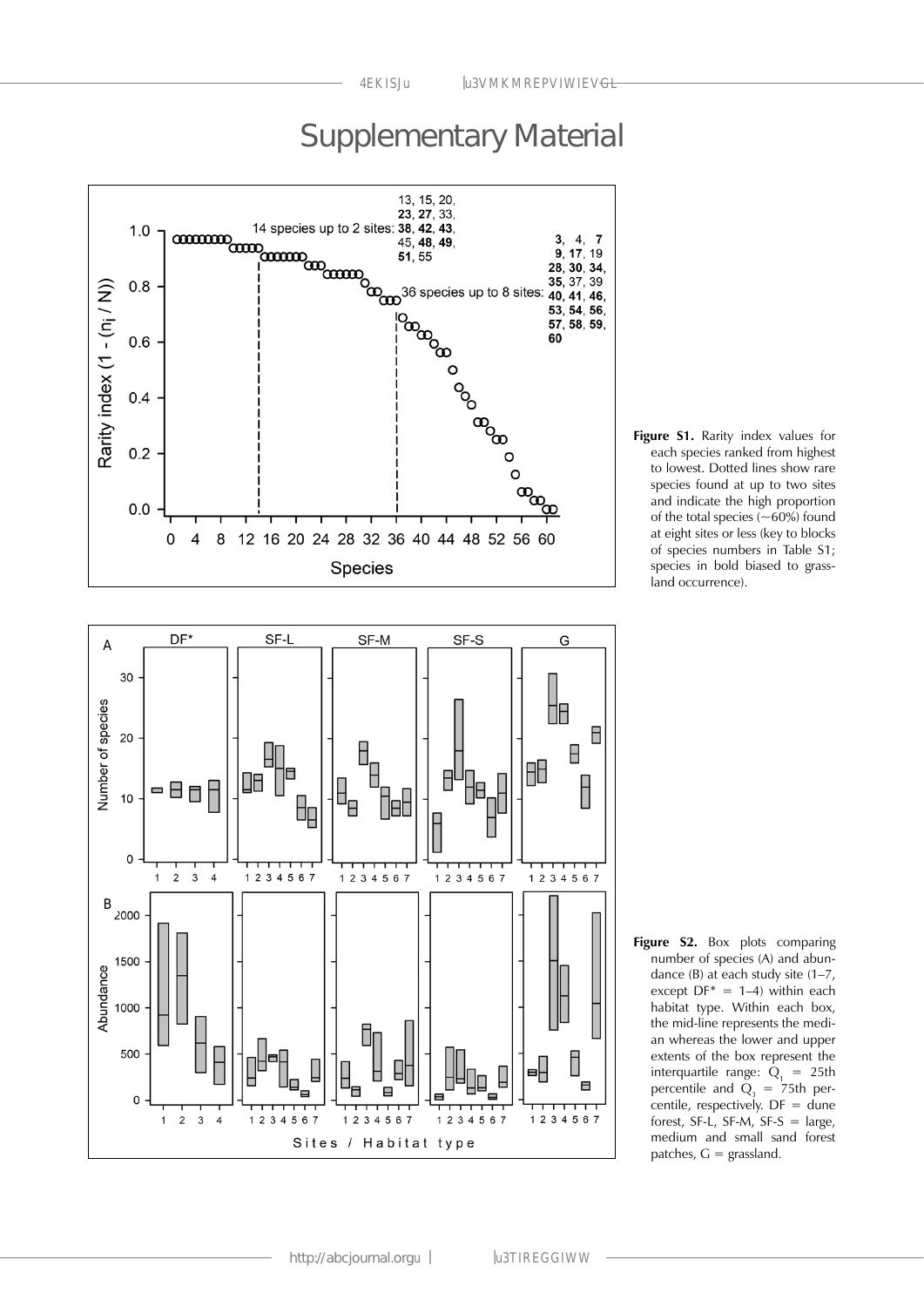# Supplementary Material

Rarity index (1 - (n_i / N))

Species

14 species up to 2 sites:

13, 15, 20, **23**, **27**, 33, **38**, **42**, **43**, 45, **48**, **49**, **51**, 55

36 species up to 8 sites:

**3**, 4, **7**, **9**, **17**, 19, **28**, **30**, **34**, **35**, 37, 39, **40**, **41**, **46**, **53**, **54**, **56**, **57**, **58**, **59**, **60**

1.0
0.8
0.6
0.4
0.2
0.0

0 4 8 12 16 20 24 28 32 36 40 44 48 52 56 60

**Figure S1.** Rarity index values for each species ranked from highest to lowest. Dotted lines show rare species found at up to two sites and indicate the high proportion of the total species (~60%) found at eight sites or less (key to blocks of species numbers in Table S1; species in bold biased to grassland occurrence).

A

DF* SF-L SF-M SF-S G

Number of species

30
20
10
0

1 2 3 4 1 2 3 4 5 6 7 1 2 3 4 5 6 7 1 2 3 4 5 6 7 1 2 3 4 5 6 7

B

Abundance

2000
1500
1000
500
0

1 2 3 4 1 2 3 4 5 6 7 1 2 3 4 5 6 7 1 2 3 4 5 6 7 1 2 3 4 5 6 7

Sites / Habitat type

**Figure S2.** Box plots comparing number of species (A) and abundance (B) at each study site (1–7, except DF* = 1–4) within each habitat type. Within each box, the mid-line represents the median whereas the lower and upper extents of the box represent the interquartile range: $Q_1$ = 25th percentile and $Q_3$ = 75th percentile, respectively. DF = dune forest, SF-L, SF-M, SF-S = large, medium and small sand forest patches, G = grassland.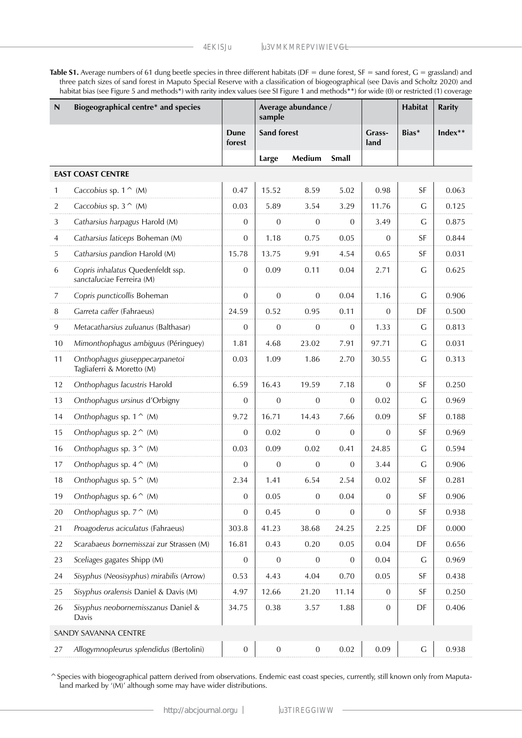**Table S1.** Average numbers of 61 dung beetle species in three different habitats (DF = dune forest, SF = sand forest, G = grassland) and three patch sizes of sand forest in Maputo Special Reserve with a classification of biogeographical (see Davis and Scholtz 2020) and habitat bias (see Figure 5 and methods*) with rarity index values (see SI Figure 1 and methods**) for wide (0) or restricted (1) coverage

| N | Biogeographical centre* and species | Average abundance / sample | | | | | Habitat | Rarity |
|---|---|---|---|---|---|---|---|---|
| | | Dune forest | Sand forest | | | Grass-land | Bias* | Index** |
| | | | Large | Medium | Small | | | |
| | **EAST COAST CENTRE** | | | | | | | |
| 1 | *Caccobius* sp. 1^ (M) | 0.47 | 15.52 | 8.59 | 5.02 | 0.98 | SF | 0.063 |
| 2 | *Caccobius* sp. 3^ (M) | 0.03 | 5.89 | 3.54 | 3.29 | 11.76 | G | 0.125 |
| 3 | *Catharsius harpagus* Harold (M) | 0 | 0 | 0 | 0 | 3.49 | G | 0.875 |
| 4 | *Catharsius laticeps* Boheman (M) | 0 | 1.18 | 0.75 | 0.05 | 0 | SF | 0.844 |
| 5 | *Catharsius pandion* Harold (M) | 15.78 | 13.75 | 9.91 | 4.54 | 0.65 | SF | 0.031 |
| 6 | *Copris inhalatus* Quedenfeldt ssp. *sanctaluciae* Ferreira (M) | 0 | 0.09 | 0.11 | 0.04 | 2.71 | G | 0.625 |
| 7 | *Copris puncticollis* Boheman | 0 | 0 | 0 | 0.04 | 1.16 | G | 0.906 |
| 8 | *Garreta caffer* (Fahraeus) | 24.59 | 0.52 | 0.95 | 0.11 | 0 | DF | 0.500 |
| 9 | *Metacatharsius zuluanus* (Balthasar) | 0 | 0 | 0 | 0 | 1.33 | G | 0.813 |
| 10 | *Mimonthophagus ambiguus* (Péringuey) | 1.81 | 4.68 | 23.02 | 7.91 | 97.71 | G | 0.031 |
| 11 | *Onthophagus giuseppecarpanetoi* Tagliaferri & Moretto (M) | 0.03 | 1.09 | 1.86 | 2.70 | 30.55 | G | 0.313 |
| 12 | *Onthophagus lacustris* Harold | 6.59 | 16.43 | 19.59 | 7.18 | 0 | SF | 0.250 |
| 13 | *Onthophagus ursinus* d'Orbigny | 0 | 0 | 0 | 0 | 0.02 | G | 0.969 |
| 14 | *Onthophagus* sp. 1^ (M) | 9.72 | 16.71 | 14.43 | 7.66 | 0.09 | SF | 0.188 |
| 15 | *Onthophagus* sp. 2^ (M) | 0 | 0.02 | 0 | 0 | 0 | SF | 0.969 |
| 16 | *Onthophagus* sp. 3^ (M) | 0.03 | 0.09 | 0.02 | 0.41 | 24.85 | G | 0.594 |
| 17 | *Onthophagus* sp. 4^ (M) | 0 | 0 | 0 | 0 | 3.44 | G | 0.906 |
| 18 | *Onthophagus* sp. 5^ (M) | 2.34 | 1.41 | 6.54 | 2.54 | 0.02 | SF | 0.281 |
| 19 | *Onthophagus* sp. 6^ (M) | 0 | 0.05 | 0 | 0.04 | 0 | SF | 0.906 |
| 20 | *Onthophagus* sp. 7^ (M) | 0 | 0.45 | 0 | 0 | 0 | SF | 0.938 |
| 21 | *Proagoderus aciculatus* (Fahraeus) | 303.8 | 41.23 | 38.68 | 24.25 | 2.25 | DF | 0.000 |
| 22 | *Scarabaeus bornemisszai* zur Strassen (M) | 16.81 | 0.43 | 0.20 | 0.05 | 0.04 | DF | 0.656 |
| 23 | *Sceliages gagates* Shipp (M) | 0 | 0 | 0 | 0 | 0.04 | G | 0.969 |
| 24 | *Sisyphus (Neosisyphus) mirabilis* (Arrow) | 0.53 | 4.43 | 4.04 | 0.70 | 0.05 | SF | 0.438 |
| 25 | *Sisyphus oralensis* Daniel & Davis (M) | 4.97 | 12.66 | 21.20 | 11.14 | 0 | SF | 0.250 |
| 26 | *Sisyphus neobornemisszanus* Daniel & Davis | 34.75 | 0.38 | 3.57 | 1.88 | 0 | DF | 0.406 |
| | SANDY SAVANNA CENTRE | | | | | | | |
| 27 | *Allogymnopleurus splendidus* (Bertolini) | 0 | 0 | 0 | 0.02 | 0.09 | G | 0.938 |

^ Species with biogeographical pattern derived from observations. Endemic east coast species, currently, still known only from Maputaland marked by '(M)' although some may have wider distributions.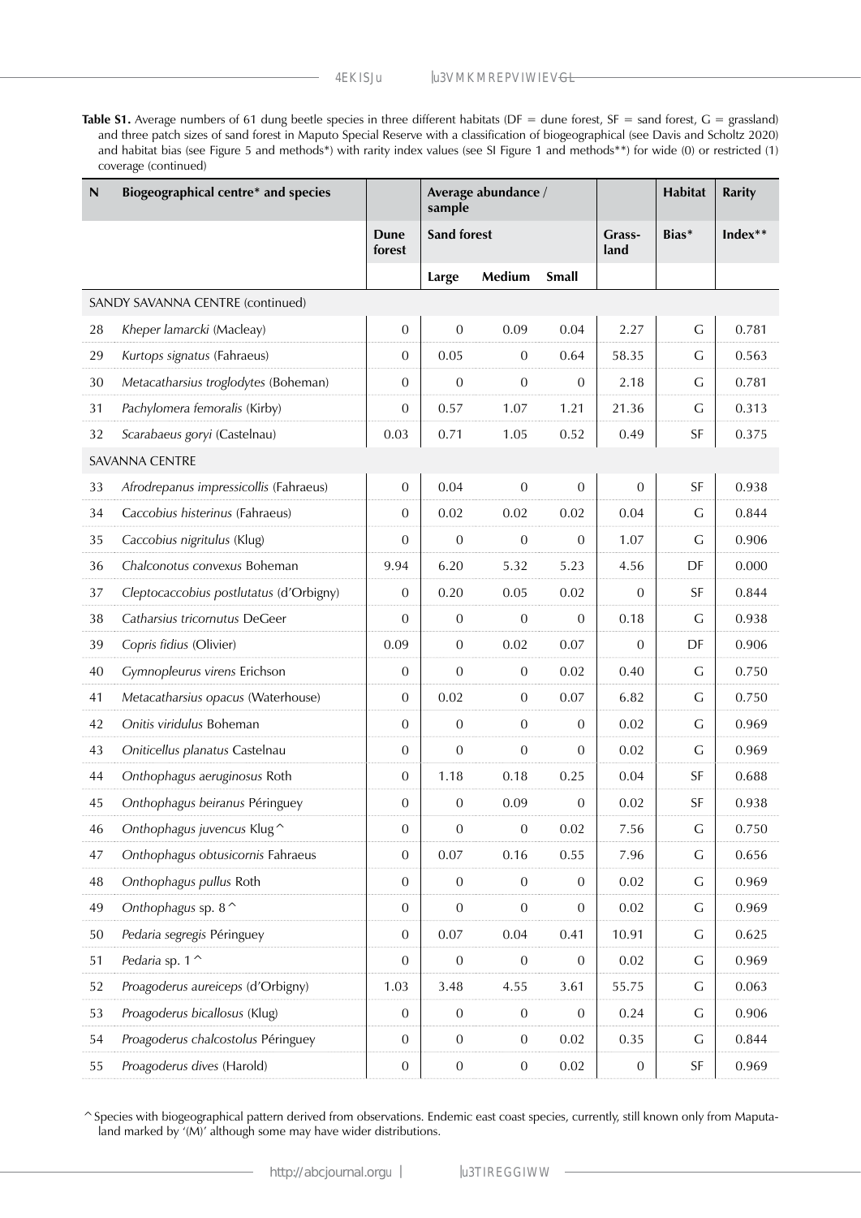**Table S1.** Average numbers of 61 dung beetle species in three different habitats (DF = dune forest, SF = sand forest, G = grassland) and three patch sizes of sand forest in Maputo Special Reserve with a classification of biogeographical (see Davis and Scholtz 2020) and habitat bias (see Figure 5 and methods*) with rarity index values (see SI Figure 1 and methods**) for wide (0) or restricted (1) coverage (continued)

| N | Biogeographical centre* and species | Average abundance / sample | | | | | Habitat | Rarity |
|---|---|---|---|---|---|---|---|---|
| | | Dune forest | Sand forest | | | Grass-land | Bias* | Index** |
| | | | Large | Medium | Small | | | |
| | SANDY SAVANNA CENTRE (continued) | | | | | | | |
| 28 | *Kheper lamarcki* (Macleay) | 0 | 0 | 0.09 | 0.04 | 2.27 | G | 0.781 |
| 29 | *Kurtops signatus* (Fahraeus) | 0 | 0.05 | 0 | 0.64 | 58.35 | G | 0.563 |
| 30 | *Metacatharsius troglodytes* (Boheman) | 0 | 0 | 0 | 0 | 2.18 | G | 0.781 |
| 31 | *Pachylomera femoralis* (Kirby) | 0 | 0.57 | 1.07 | 1.21 | 21.36 | G | 0.313 |
| 32 | *Scarabaeus goryi* (Castelnau) | 0.03 | 0.71 | 1.05 | 0.52 | 0.49 | SF | 0.375 |
| | SAVANNA CENTRE | | | | | | | |
| 33 | *Afrodrepanus impressicollis* (Fahraeus) | 0 | 0.04 | 0 | 0 | 0 | SF | 0.938 |
| 34 | *Caccobius histerinus* (Fahraeus) | 0 | 0.02 | 0.02 | 0.02 | 0.04 | G | 0.844 |
| 35 | *Caccobius nigritulus* (Klug) | 0 | 0 | 0 | 0 | 1.07 | G | 0.906 |
| 36 | *Chalconotus convexus* Boheman | 9.94 | 6.20 | 5.32 | 5.23 | 4.56 | DF | 0.000 |
| 37 | *Cleptocaccobius postlutatus* (d'Orbigny) | 0 | 0.20 | 0.05 | 0.02 | 0 | SF | 0.844 |
| 38 | *Catharsius tricornutus* DeGeer | 0 | 0 | 0 | 0 | 0.18 | G | 0.938 |
| 39 | *Copris fidius* (Olivier) | 0.09 | 0 | 0.02 | 0.07 | 0 | DF | 0.906 |
| 40 | *Gymnopleurus virens* Erichson | 0 | 0 | 0 | 0.02 | 0.40 | G | 0.750 |
| 41 | *Metacatharsius opacus* (Waterhouse) | 0 | 0.02 | 0 | 0.07 | 6.82 | G | 0.750 |
| 42 | *Onitis viridulus* Boheman | 0 | 0 | 0 | 0 | 0.02 | G | 0.969 |
| 43 | *Oniticellus planatus* Castelnau | 0 | 0 | 0 | 0 | 0.02 | G | 0.969 |
| 44 | *Onthophagus aeruginosus* Roth | 0 | 1.18 | 0.18 | 0.25 | 0.04 | SF | 0.688 |
| 45 | *Onthophagus beiranus* Péringuey | 0 | 0 | 0.09 | 0 | 0.02 | SF | 0.938 |
| 46 | *Onthophagus juvencus* Klug^ | 0 | 0 | 0 | 0.02 | 7.56 | G | 0.750 |
| 47 | *Onthophagus obtusicornis* Fahraeus | 0 | 0.07 | 0.16 | 0.55 | 7.96 | G | 0.656 |
| 48 | *Onthophagus pullus* Roth | 0 | 0 | 0 | 0 | 0.02 | G | 0.969 |
| 49 | *Onthophagus* sp. 8^ | 0 | 0 | 0 | 0 | 0.02 | G | 0.969 |
| 50 | *Pedaria segregis* Péringuey | 0 | 0.07 | 0.04 | 0.41 | 10.91 | G | 0.625 |
| 51 | *Pedaria* sp. 1^ | 0 | 0 | 0 | 0 | 0.02 | G | 0.969 |
| 52 | *Proagoderus aureiceps* (d'Orbigny) | 1.03 | 3.48 | 4.55 | 3.61 | 55.75 | G | 0.063 |
| 53 | *Proagoderus bicallosus* (Klug) | 0 | 0 | 0 | 0 | 0.24 | G | 0.906 |
| 54 | *Proagoderus chalcostolus* Péringuey | 0 | 0 | 0 | 0.02 | 0.35 | G | 0.844 |
| 55 | *Proagoderus dives* (Harold) | 0 | 0 | 0 | 0.02 | 0 | SF | 0.969 |

^ Species with biogeographical pattern derived from observations. Endemic east coast species, currently, still known only from Maputaland marked by '(M)' although some may have wider distributions.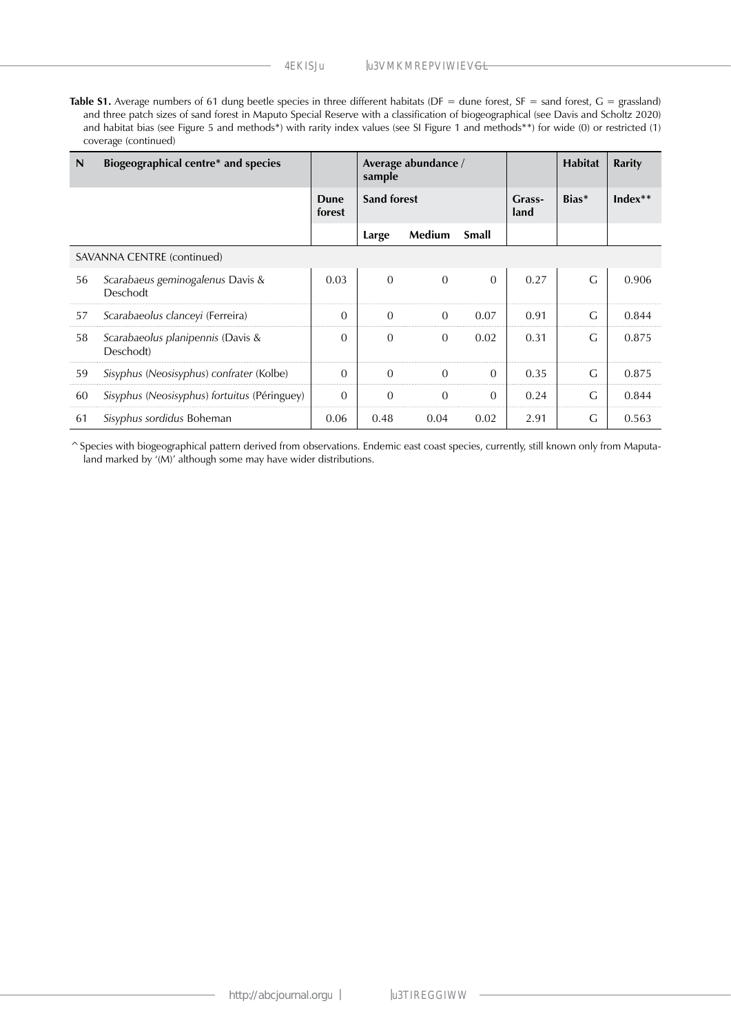**Table S1.** Average numbers of 61 dung beetle species in three different habitats (DF = dune forest, SF = sand forest, G = grassland) and three patch sizes of sand forest in Maputo Special Reserve with a classification of biogeographical (see Davis and Scholtz 2020) and habitat bias (see Figure 5 and methods*) with rarity index values (see SI Figure 1 and methods**) for wide (0) or restricted (1) coverage (continued)

| N | Biogeographical centre* and species | Average abundance / sample | | | | | Habitat | Rarity |
|---|---|---|---|---|---|---|---|---|
| | | Dune forest | Sand forest | | | Grass-land | Bias* | Index** |
| | | | Large | Medium | Small | | | |
| | SAVANNA CENTRE (continued) | | | | | | | |
| 56 | *Scarabaeus geminogalenus* Davis & Deschodt | 0.03 | 0 | 0 | 0 | 0.27 | G | 0.906 |
| 57 | *Scarabaeolus clanceyi* (Ferreira) | 0 | 0 | 0 | 0.07 | 0.91 | G | 0.844 |
| 58 | *Scarabaeolus planipennis* (Davis & Deschodt) | 0 | 0 | 0 | 0.02 | 0.31 | G | 0.875 |
| 59 | *Sisyphus* (*Neosisyphus*) *confrater* (Kolbe) | 0 | 0 | 0 | 0 | 0.35 | G | 0.875 |
| 60 | *Sisyphus* (*Neosisyphus*) *fortuitus* (Péringuey) | 0 | 0 | 0 | 0 | 0.24 | G | 0.844 |
| 61 | *Sisyphus sordidus* Boheman | 0.06 | 0.48 | 0.04 | 0.02 | 2.91 | G | 0.563 |

^ Species with biogeographical pattern derived from observations. Endemic east coast species, currently, still known only from Maputaland marked by '(M)' although some may have wider distributions.